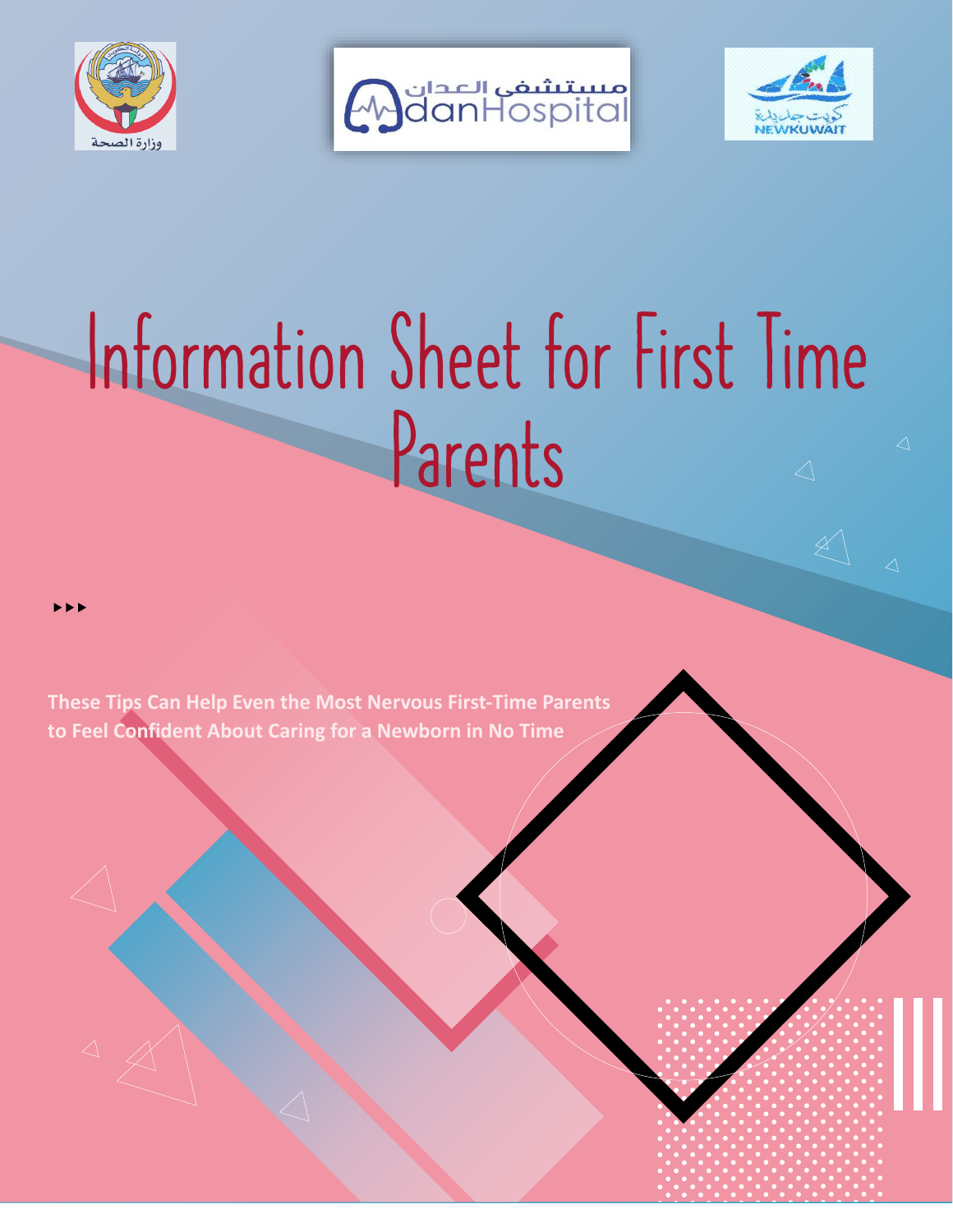# Information Sheet for First Time Parents

**These Tips Can Help Even the Most Nervous First-Time Parents to Feel Confident About Caring for a Newborn in No Time**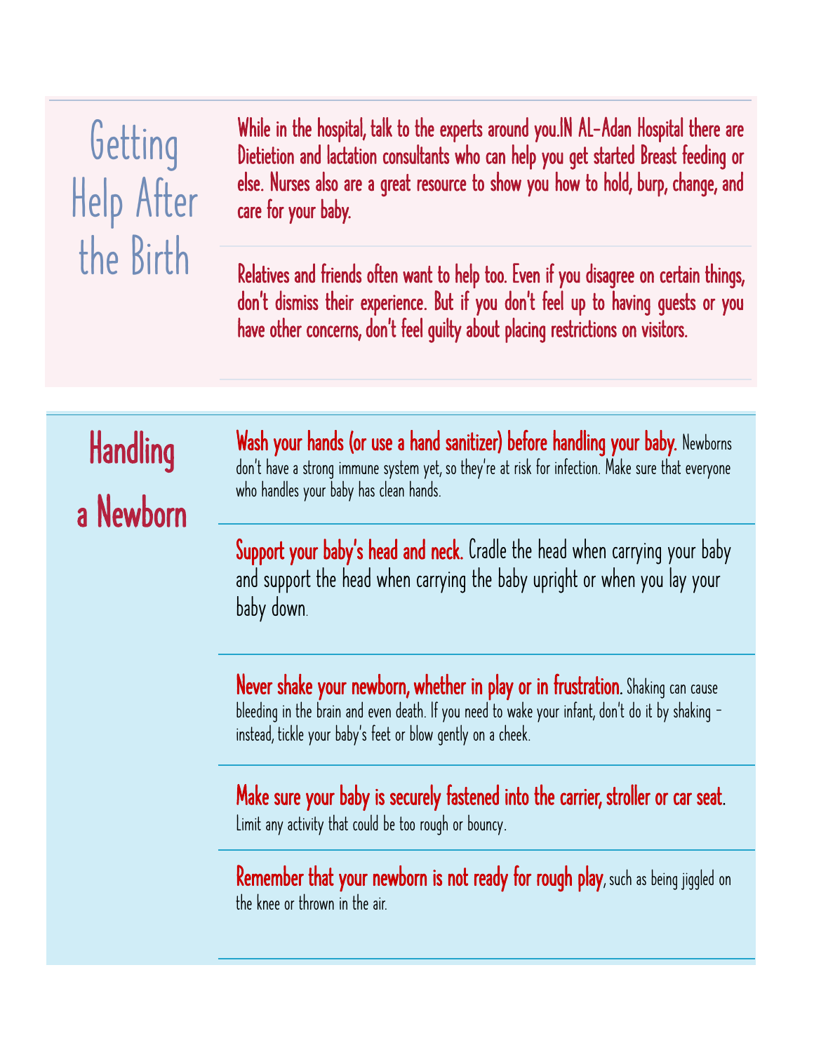## Getting Help After the Birth

While in the hospital, talk to the experts around you.IN AL-Adan Hospital there are Dietietion and lactation consultants who can help you get started Breast feeding or else. Nurses also are a great resource to show you how to hold, burp, change, and care for your baby.

Relatives and friends often want to help too. Even if you disagree on certain things, don't dismiss their experience. But if you don't feel up to having guests or you have other concerns, don't feel guilty about placing restrictions on visitors.

## Handling a Newborn

**Wash your hands (or use a hand sanitizer) before handling your baby.** Newborns don't have a strong immune system yet, so they're at risk for infection. Make sure that everyone who handles your baby has clean hands.

**Support your baby's head and neck.** Cradle the head when carrying your baby and support the head when carrying the baby upright or when you lay your baby down.

**Never shake your newborn, whether in play or in frustration.** Shaking can cause bleeding in the brain and even death. If you need to wake your infant, don't do it by shaking – instead, tickle your baby's feet or blow gently on a cheek.

**Make sure your baby is securely fastened into the carrier, stroller or car seat.** Limit any activity that could be too rough or bouncy.

**Remember that your newborn is not ready for rough play**, such as being jiggled on the knee or thrown in the air.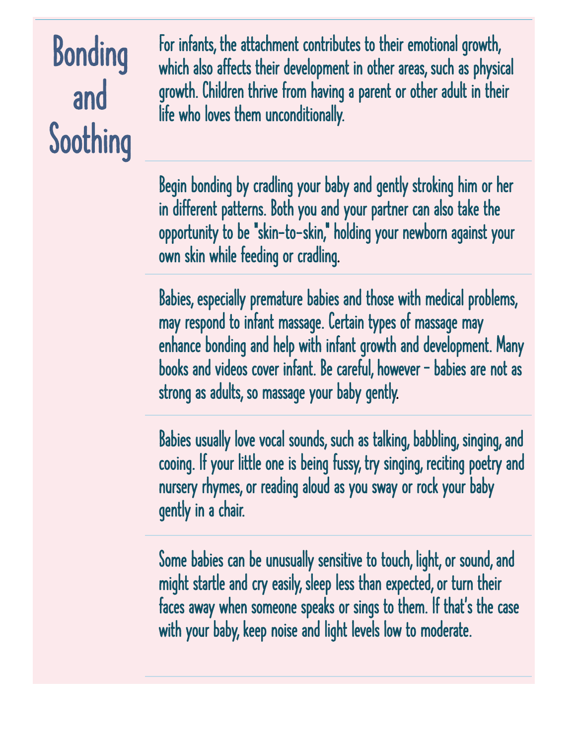# Bonding and Soothing

For infants, the attachment contributes to their emotional growth, which also affects their development in other areas, such as physical growth. Children thrive from having a parent or other adult in their life who loves them unconditionally.

Begin bonding by cradling your baby and gently stroking him or her in different patterns. Both you and your partner can also take the opportunity to be "skin-to-skin," holding your newborn against your own skin while feeding or cradling.

Babies, especially premature babies and those with medical problems, may respond to infant massage. Certain types of massage may enhance bonding and help with infant growth and development. Many books and videos cover infant. Be careful, however – babies are not as strong as adults, so massage your baby gently.

Babies usually love vocal sounds, such as talking, babbling, singing, and cooing. If your little one is being fussy, try singing, reciting poetry and nursery rhymes, or reading aloud as you sway or rock your baby gently in a chair.

Some babies can be unusually sensitive to touch, light, or sound, and might startle and cry easily, sleep less than expected, or turn their faces away when someone speaks or sings to them. If that's the case with your baby, keep noise and light levels low to moderate.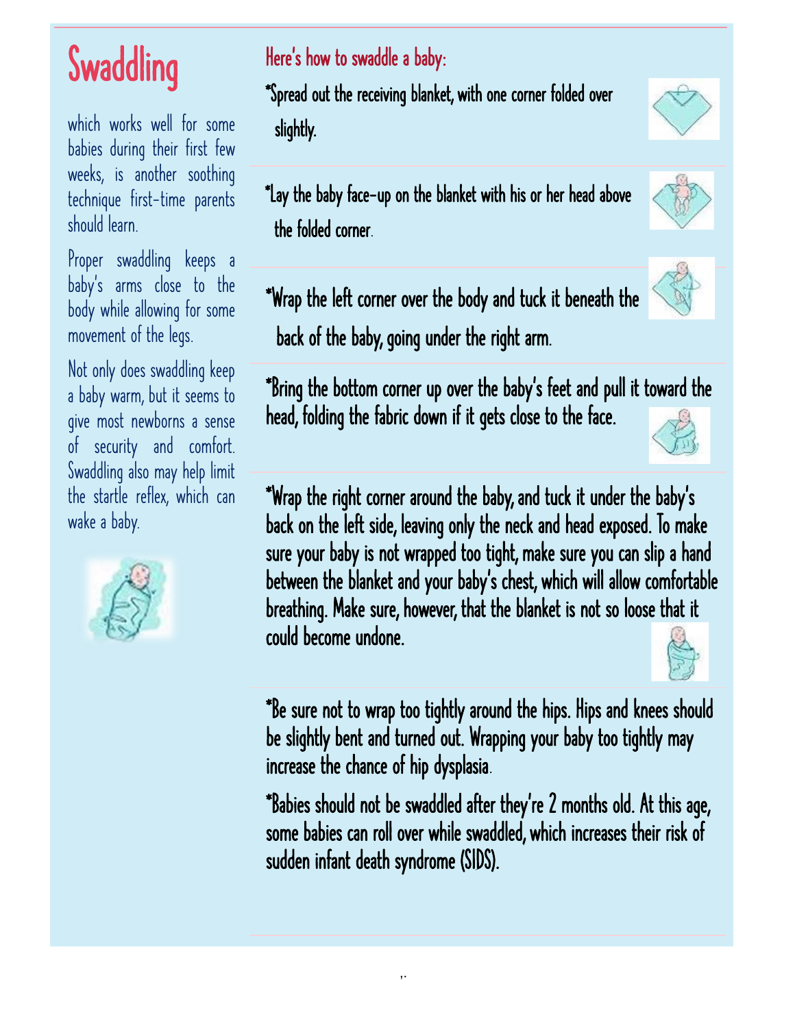# Swaddling

which works well for some babies during their first few weeks, is another soothing technique first-time parents should learn.

Proper swaddling keeps a baby's arms close to the body while allowing for some movement of the legs.

Not only does swaddling keep a baby warm, but it seems to give most newborns a sense of security and comfort. Swaddling also may help limit the startle reflex, which can wake a baby.

## Here's how to swaddle a baby:

*Spread out the receiving blanket, with one corner folded over slightly.

*Lay the baby face-up on the blanket with his or her head above the folded corner.

*Wrap the left corner over the body and tuck it beneath the back of the baby, going under the right arm.

*Bring the bottom corner up over the baby's feet and pull it toward the head, folding the fabric down if it gets close to the face.

*Wrap the right corner around the baby, and tuck it under the baby's back on the left side, leaving only the neck and head exposed. To make sure your baby is not wrapped too tight, make sure you can slip a hand between the blanket and your baby's chest, which will allow comfortable breathing. Make sure, however, that the blanket is not so loose that it could become undone.

*Be sure not to wrap too tightly around the hips. Hips and knees should be slightly bent and turned out. Wrapping your baby too tightly may increase the chance of hip dysplasia.

*Babies should not be swaddled after they're 2 months old. At this age, some babies can roll over while swaddled, which increases their risk of sudden infant death syndrome (SIDS).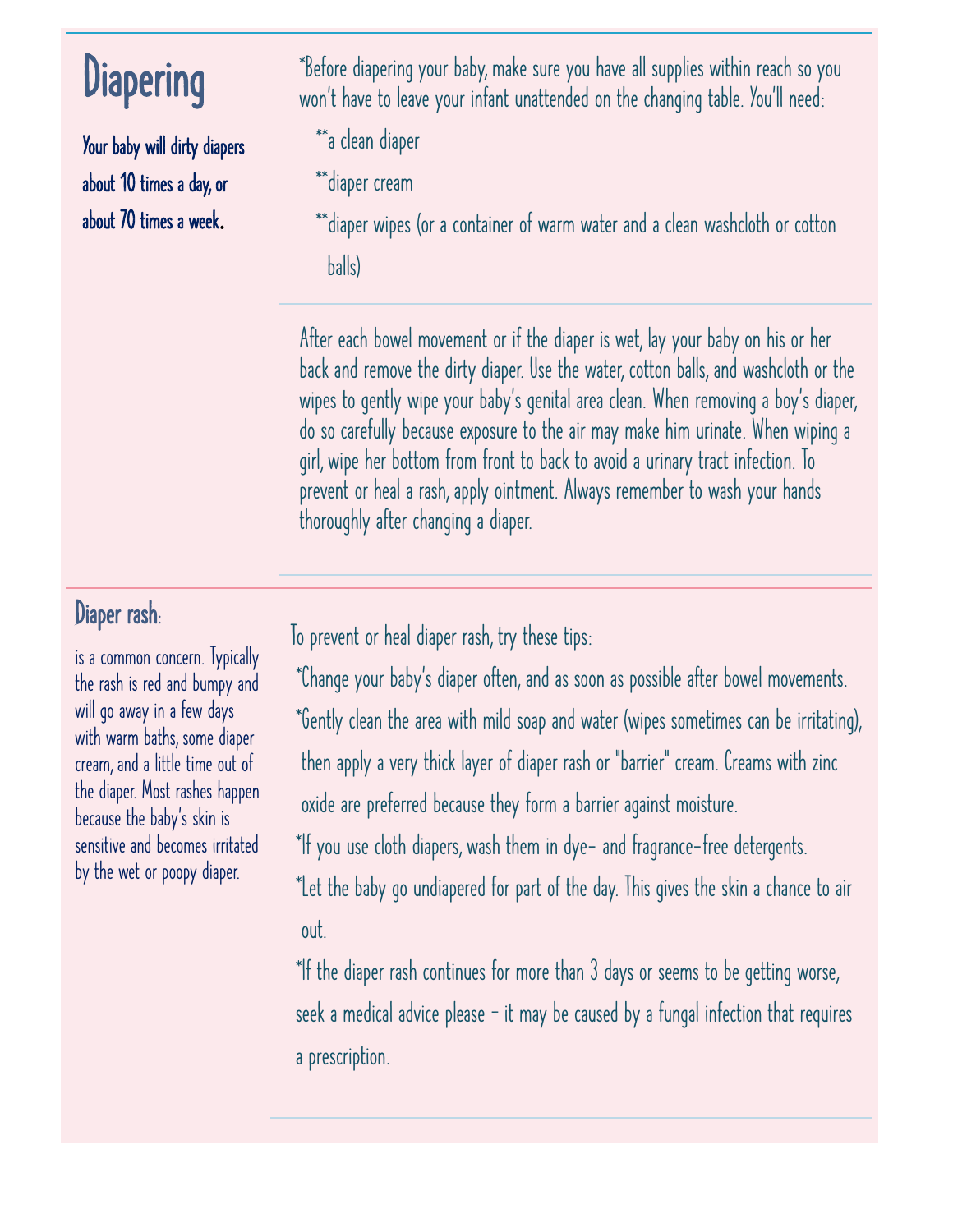# Diapering

**Your baby will dirty diapers about 10 times a day, or about 70 times a week.**

*Before diapering your baby, make sure you have all supplies within reach so you won't have to leave your infant unattended on the changing table. You'll need:

**a clean diaper

**diaper cream

**diaper wipes (or a container of warm water and a clean washcloth or cotton balls)

After each bowel movement or if the diaper is wet, lay your baby on his or her back and remove the dirty diaper. Use the water, cotton balls, and washcloth or the wipes to gently wipe your baby's genital area clean. When removing a boy's diaper, do so carefully because exposure to the air may make him urinate. When wiping a girl, wipe her bottom from front to back to avoid a urinary tract infection. To prevent or heal a rash, apply ointment. Always remember to wash your hands thoroughly after changing a diaper.

## Diaper rash:

is a common concern. Typically the rash is red and bumpy and will go away in a few days with warm baths, some diaper cream, and a little time out of the diaper. Most rashes happen because the baby's skin is sensitive and becomes irritated by the wet or poopy diaper.

To prevent or heal diaper rash, try these tips:

*Change your baby's diaper often, and as soon as possible after bowel movements.

*Gently clean the area with mild soap and water (wipes sometimes can be irritating), then apply a very thick layer of diaper rash or "barrier" cream. Creams with zinc oxide are preferred because they form a barrier against moisture.

*If you use cloth diapers, wash them in dye- and fragrance-free detergents.

*Let the baby go undiapered for part of the day. This gives the skin a chance to air out.

*If the diaper rash continues for more than 3 days or seems to be getting worse, seek a medical advice please - it may be caused by a fungal infection that requires a prescription.